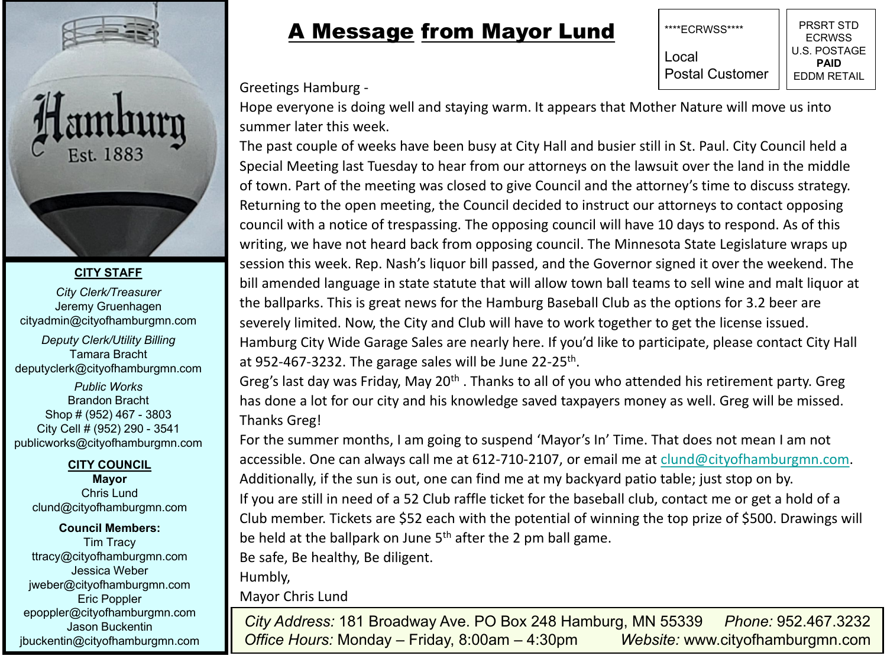# A Message from Mayor Lund

****ECRWSS****

Local
Postal Customer

PRSRT STD
ECRWSS
U.S. POSTAGE
**PAID**
EDDM RETAIL

Greetings Hamburg -

Hope everyone is doing well and staying warm. It appears that Mother Nature will move us into summer later this week.

The past couple of weeks have been busy at City Hall and busier still in St. Paul. City Council held a Special Meeting last Tuesday to hear from our attorneys on the lawsuit over the land in the middle of town. Part of the meeting was closed to give Council and the attorney's time to discuss strategy. Returning to the open meeting, the Council decided to instruct our attorneys to contact opposing council with a notice of trespassing. The opposing council will have 10 days to respond. As of this writing, we have not heard back from opposing council. The Minnesota State Legislature wraps up session this week. Rep. Nash's liquor bill passed, and the Governor signed it over the weekend. The bill amended language in state statute that will allow town ball teams to sell wine and malt liquor at the ballparks. This is great news for the Hamburg Baseball Club as the options for 3.2 beer are severely limited. Now, the City and Club will have to work together to get the license issued.

Hamburg City Wide Garage Sales are nearly here. If you'd like to participate, please contact City Hall at 952-467-3232. The garage sales will be June 22-25th.

Greg's last day was Friday, May 20th . Thanks to all of you who attended his retirement party. Greg has done a lot for our city and his knowledge saved taxpayers money as well. Greg will be missed. Thanks Greg!

For the summer months, I am going to suspend 'Mayor's In' Time. That does not mean I am not accessible. One can always call me at 612-710-2107, or email me at clund@cityofhamburgmn.com. Additionally, if the sun is out, one can find me at my backyard patio table; just stop on by.

If you are still in need of a 52 Club raffle ticket for the baseball club, contact me or get a hold of a Club member. Tickets are $52 each with the potential of winning the top prize of $500. Drawings will be held at the ballpark on June 5th after the 2 pm ball game.

Be safe, Be healthy, Be diligent.

Humbly,

Mayor Chris Lund

## CITY STAFF

*City Clerk/Treasurer*
Jeremy Gruenhagen
cityadmin@cityofhamburgmn.com

*Deputy Clerk/Utility Billing*
Tamara Bracht
deputyclerk@cityofhamburgmn.com

*Public Works*
Brandon Bracht
Shop # (952) 467 - 3803
City Cell # (952) 290 - 3541
publicworks@cityofhamburgmn.com

## CITY COUNCIL

**Mayor**
Chris Lund
clund@cityofhamburgmn.com

**Council Members:**
Tim Tracy
ttracy@cityofhamburgmn.com
Jessica Weber
jweber@cityofhamburgmn.com
Eric Poppler
epoppler@cityofhamburgmn.com
Jason Buckentin
jbuckentin@cityofhamburgmn.com

*City Address:* 181 Broadway Ave. PO Box 248 Hamburg, MN 55339 *Phone:* 952.467.3232
*Office Hours:* Monday – Friday, 8:00am – 4:30pm *Website:* www.cityofhamburgmn.com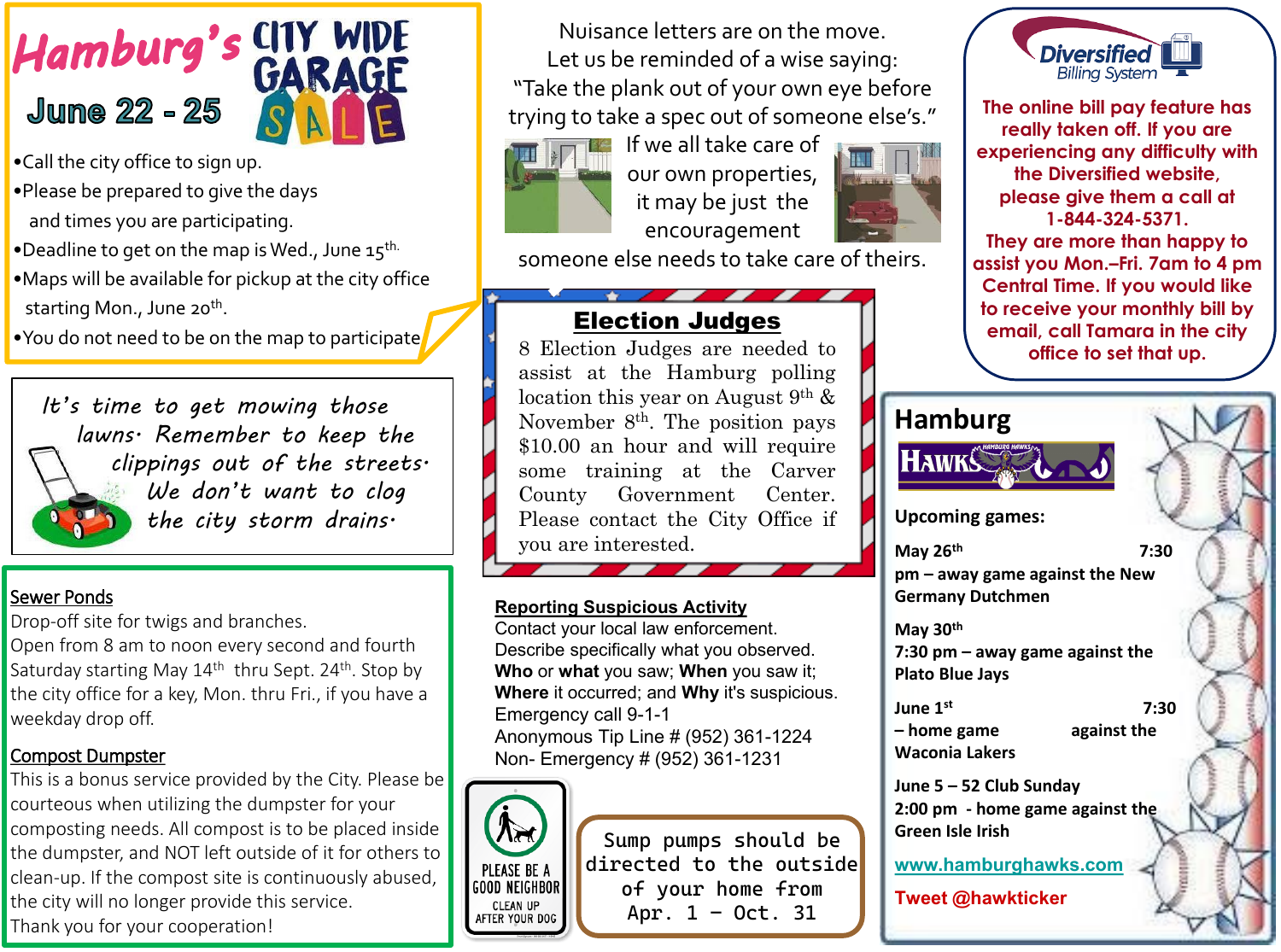## Hamburg's City Wide Garage Sale

### June 22 - 25

- Call the city office to sign up.
- Please be prepared to give the days and times you are participating.
- Deadline to get on the map is Wed., June 15th.
- Maps will be available for pickup at the city office starting Mon., June 20th.
- You do not need to be on the map to participate

*It's time to get mowing those lawns. Remember to keep the clippings out of the streets. We don't want to clog the city storm drains.*

### Sewer Ponds

Drop-off site for twigs and branches.
Open from 8 am to noon every second and fourth Saturday starting May 14th thru Sept. 24th. Stop by the city office for a key, Mon. thru Fri., if you have a weekday drop off.

### Compost Dumpster

This is a bonus service provided by the City. Please be courteous when utilizing the dumpster for your composting needs. All compost is to be placed inside the dumpster, and NOT left outside of it for others to clean-up. If the compost site is continuously abused, the city will no longer provide this service.
Thank you for your cooperation!

Nuisance letters are on the move.
Let us be reminded of a wise saying:
"Take the plank out of your own eye before trying to take a spec out of someone else's."
If we all take care of our own properties, it may be just the encouragement someone else needs to take care of theirs.

### Election Judges

8 Election Judges are needed to assist at the Hamburg polling location this year on August 9th & November 8th. The position pays $10.00 an hour and will require some training at the Carver County Government Center. Please contact the City Office if you are interested.

### Reporting Suspicious Activity

Contact your local law enforcement.
Describe specifically what you observed.
**Who** or **what** you saw; **When** you saw it;
**Where** it occurred; and **Why** it's suspicious.
Emergency call 9-1-1
Anonymous Tip Line # (952) 361-1224
Non- Emergency # (952) 361-1231

PLEASE BE A GOOD NEIGHBOR
CLEAN UP AFTER YOUR DOG

Sump pumps should be directed to the outside of your home from Apr. 1 – Oct. 31

Diversified Billing System

**The online bill pay feature has really taken off. If you are experiencing any difficulty with the Diversified website, please give them a call at 1-844-324-5371. They are more than happy to assist you Mon.–Fri. 7am to 4 pm Central Time. If you would like to receive your monthly bill by email, call Tamara in the city office to set that up.**

## Hamburg

HAWKS

**Upcoming games:**

**May 26th 7:30 pm – away game against the New Germany Dutchmen**

**May 30th 7:30 pm – away game against the Plato Blue Jays**

**June 1st 7:30 – home game against the Waconia Lakers**

**June 5 – 52 Club Sunday 2:00 pm - home game against the Green Isle Irish**

www.hamburghawks.com

**Tweet @hawkticker**